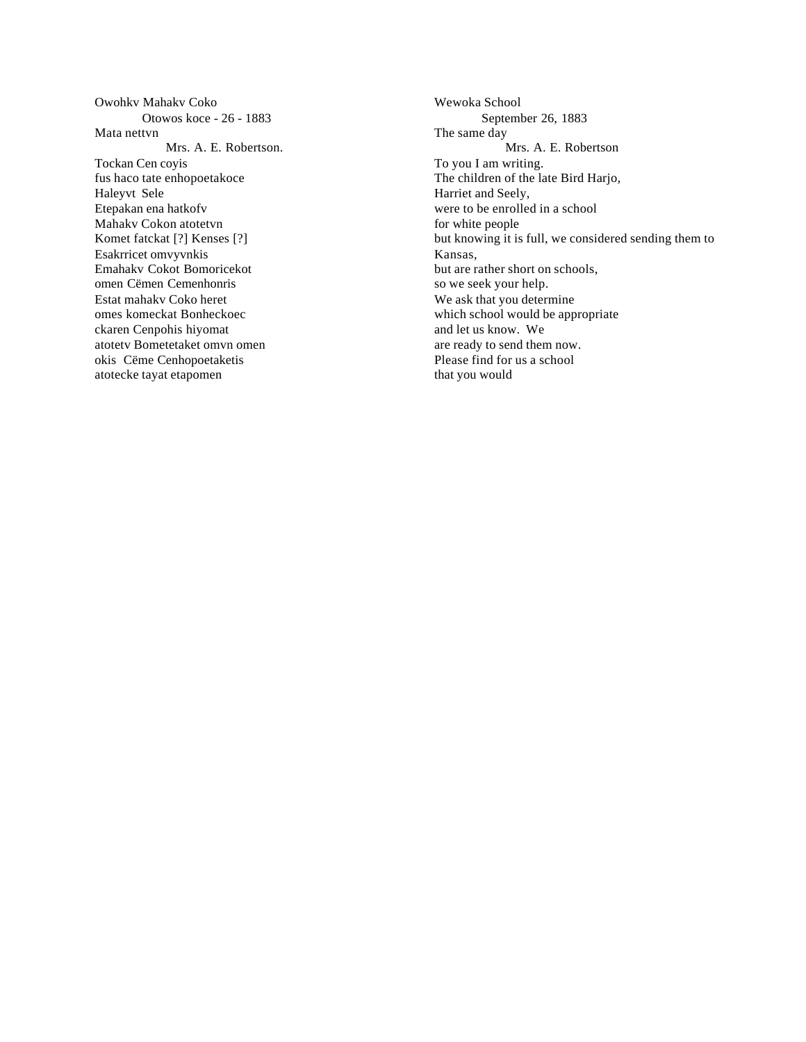Owohkv Mahakv Coko
Otowos koce - 26 - 1883
Mata nettvn
Mrs. A. E. Robertson.
Tockan Cen coyis
fus haco tate enhopoetakoce
Haleyvt Sele
Etepakan ena hatkofv
Mahakv Cokon atotetvn
Komet fatckat [?] Kenses [?]
Esakrricet omvyvnkis
Emahakv Cokot Bomoricekot
omen Cëmen Cemenhonris
Estat mahakv Coko heret
omes komeckat Bonheckoec
ckaren Cenpohis hiyomat
atotetv Bometetaket omvn omen
okis Cëme Cenhopoetaketis
atotecke tayat etapomen

Wewoka School
September 26, 1883
The same day
Mrs. A. E. Robertson
To you I am writing.
The children of the late Bird Harjo,
Harriet and Seely,
were to be enrolled in a school
for white people
but knowing it is full, we considered sending them to Kansas,
but are rather short on schools,
so we seek your help.
We ask that you determine
which school would be appropriate
and let us know. We
are ready to send them now.
Please find for us a school
that you would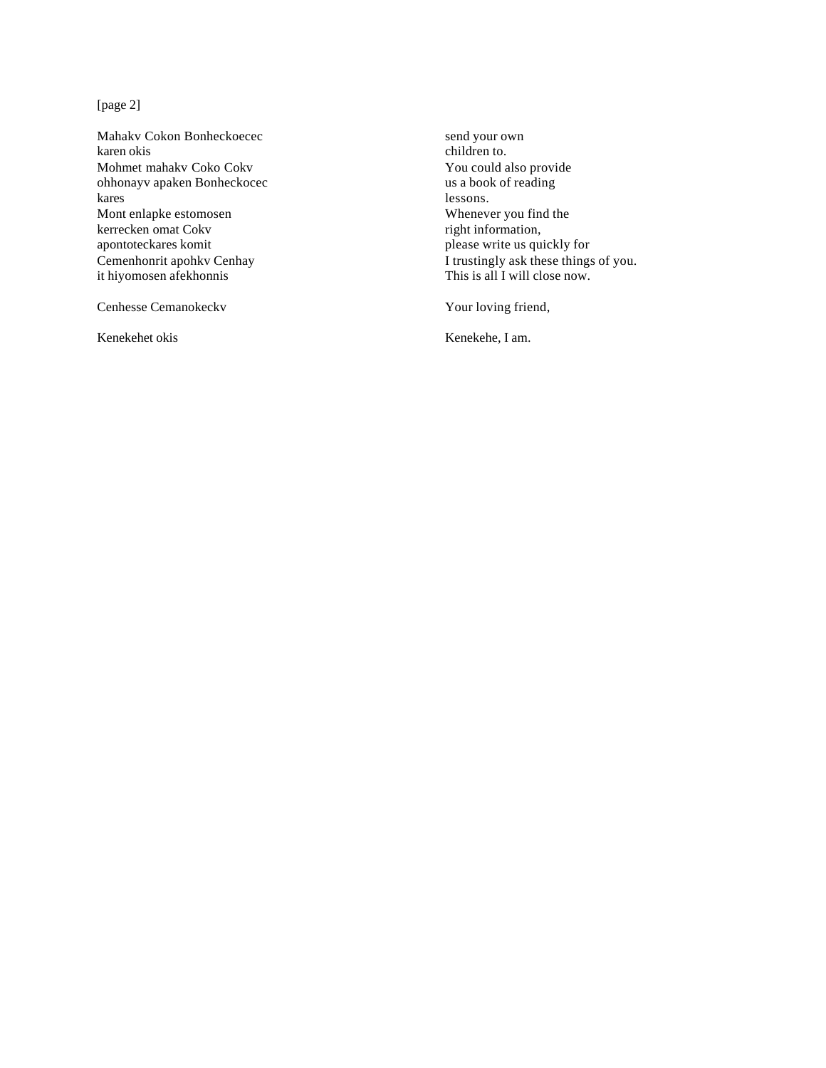[page 2]

Mahakv Cokon Bonheckoecec
karen okis
Mohmet mahakv Coko Cokv
ohhonayv apaken Bonheckocec
kares
Mont enlapke estomosen
kerrecken omat Cokv
apontoteckares komit
Cemenhonrit apohkv Cenhay
it hiyomosen afekhonnis

Cenhesse Cemanokeckv

Kenekehet okis

send your own
children to.
You could also provide
us a book of reading
lessons.
Whenever you find the
right information,
please write us quickly for
I trustingly ask these things of you.
This is all I will close now.

Your loving friend,

Kenekehe, I am.